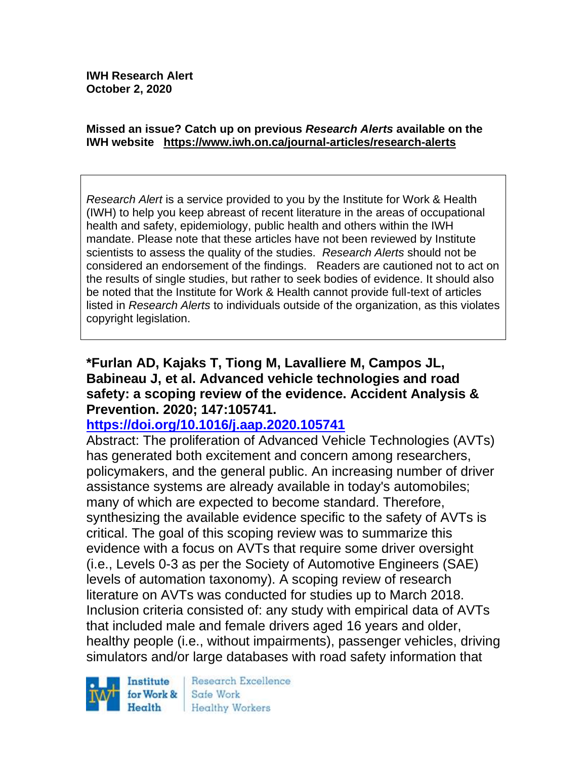**IWH Research Alert**
**October 2, 2020**

**Missed an issue? Catch up on previous *Research Alerts* available on the IWH website https://www.iwh.on.ca/journal-articles/research-alerts**

*Research Alert* is a service provided to you by the Institute for Work & Health (IWH) to help you keep abreast of recent literature in the areas of occupational health and safety, epidemiology, public health and others within the IWH mandate. Please note that these articles have not been reviewed by Institute scientists to assess the quality of the studies. *Research Alerts* should not be considered an endorsement of the findings. Readers are cautioned not to act on the results of single studies, but rather to seek bodies of evidence. It should also be noted that the Institute for Work & Health cannot provide full-text of articles listed in *Research Alerts* to individuals outside of the organization, as this violates copyright legislation.

**\*Furlan AD, Kajaks T, Tiong M, Lavalliere M, Campos JL, Babineau J, et al. Advanced vehicle technologies and road safety: a scoping review of the evidence. Accident Analysis & Prevention. 2020; 147:105741.**
**https://doi.org/10.1016/j.aap.2020.105741**

Abstract: The proliferation of Advanced Vehicle Technologies (AVTs) has generated both excitement and concern among researchers, policymakers, and the general public. An increasing number of driver assistance systems are already available in today's automobiles; many of which are expected to become standard. Therefore, synthesizing the available evidence specific to the safety of AVTs is critical. The goal of this scoping review was to summarize this evidence with a focus on AVTs that require some driver oversight (i.e., Levels 0-3 as per the Society of Automotive Engineers (SAE) levels of automation taxonomy). A scoping review of research literature on AVTs was conducted for studies up to March 2018. Inclusion criteria consisted of: any study with empirical data of AVTs that included male and female drivers aged 16 years and older, healthy people (i.e., without impairments), passenger vehicles, driving simulators and/or large databases with road safety information that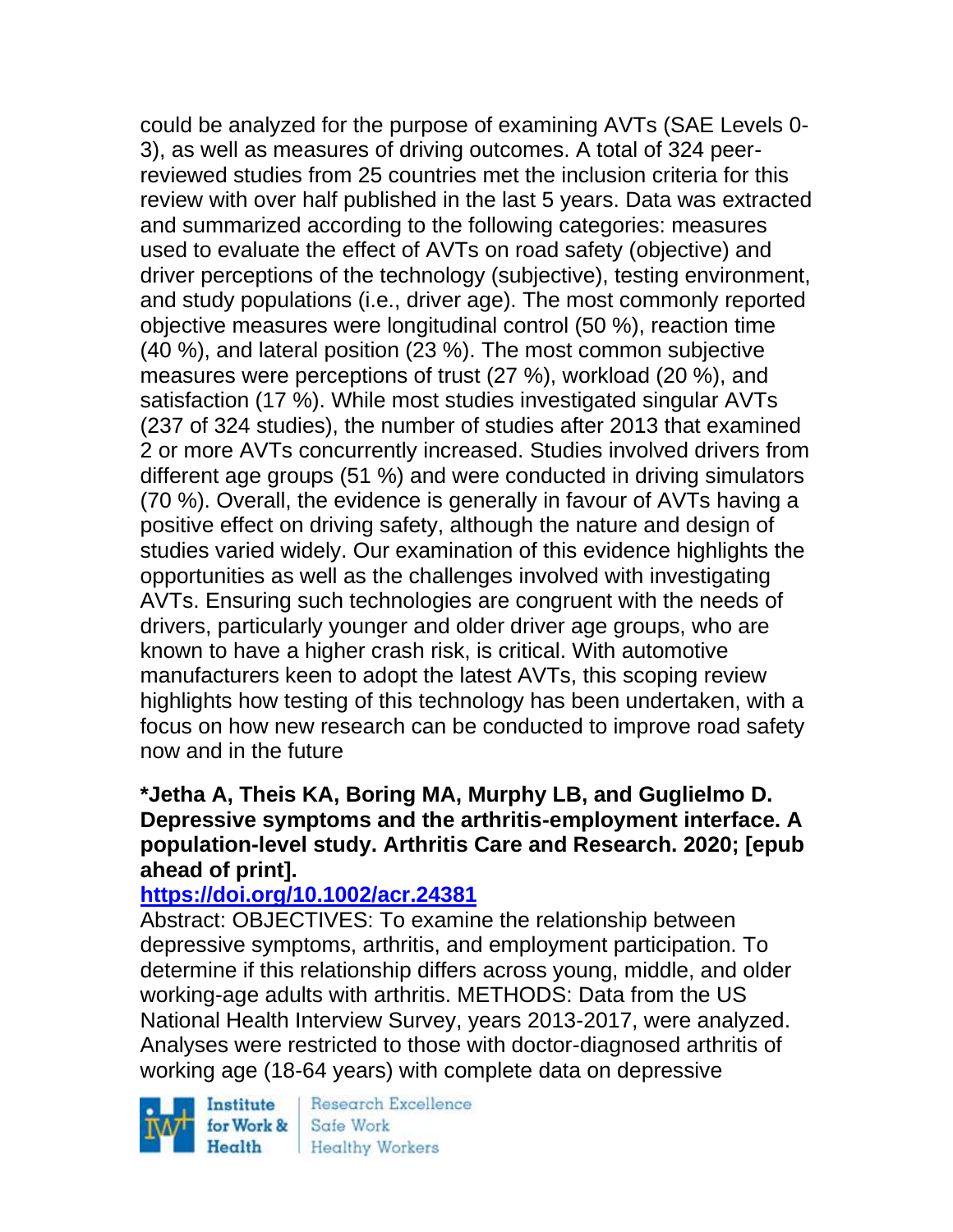could be analyzed for the purpose of examining AVTs (SAE Levels 0-3), as well as measures of driving outcomes. A total of 324 peer-reviewed studies from 25 countries met the inclusion criteria for this review with over half published in the last 5 years. Data was extracted and summarized according to the following categories: measures used to evaluate the effect of AVTs on road safety (objective) and driver perceptions of the technology (subjective), testing environment, and study populations (i.e., driver age). The most commonly reported objective measures were longitudinal control (50 %), reaction time (40 %), and lateral position (23 %). The most common subjective measures were perceptions of trust (27 %), workload (20 %), and satisfaction (17 %). While most studies investigated singular AVTs (237 of 324 studies), the number of studies after 2013 that examined 2 or more AVTs concurrently increased. Studies involved drivers from different age groups (51 %) and were conducted in driving simulators (70 %). Overall, the evidence is generally in favour of AVTs having a positive effect on driving safety, although the nature and design of studies varied widely. Our examination of this evidence highlights the opportunities as well as the challenges involved with investigating AVTs. Ensuring such technologies are congruent with the needs of drivers, particularly younger and older driver age groups, who are known to have a higher crash risk, is critical. With automotive manufacturers keen to adopt the latest AVTs, this scoping review highlights how testing of this technology has been undertaken, with a focus on how new research can be conducted to improve road safety now and in the future

**\*Jetha A, Theis KA, Boring MA, Murphy LB, and Guglielmo D. Depressive symptoms and the arthritis-employment interface. A population-level study. Arthritis Care and Research. 2020; [epub ahead of print].**
**https://doi.org/10.1002/acr.24381**
Abstract: OBJECTIVES: To examine the relationship between depressive symptoms, arthritis, and employment participation. To determine if this relationship differs across young, middle, and older working-age adults with arthritis. METHODS: Data from the US National Health Interview Survey, years 2013-2017, were analyzed. Analyses were restricted to those with doctor-diagnosed arthritis of working age (18-64 years) with complete data on depressive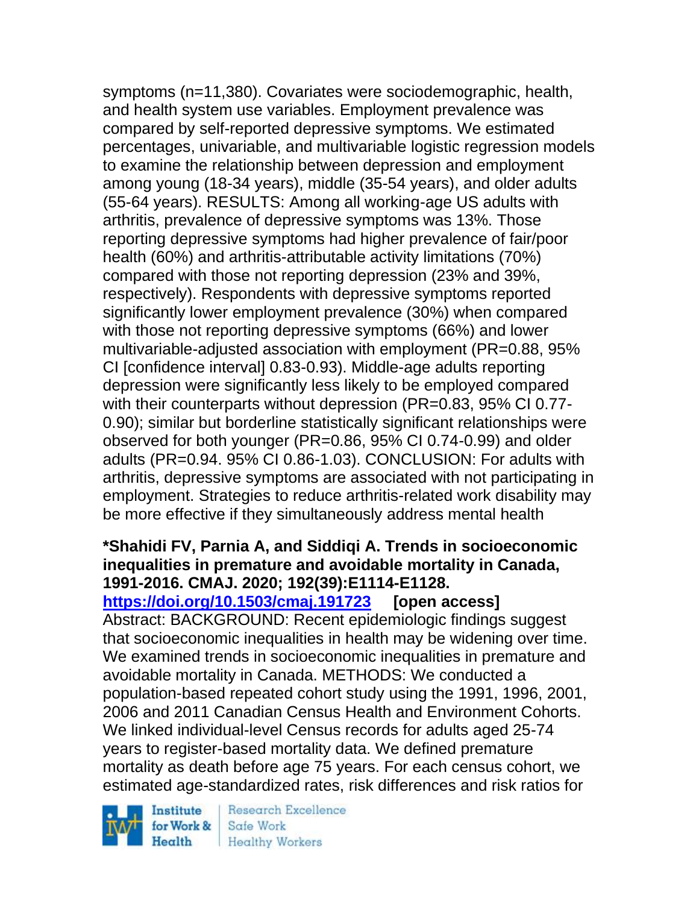symptoms (n=11,380). Covariates were sociodemographic, health, and health system use variables. Employment prevalence was compared by self-reported depressive symptoms. We estimated percentages, univariable, and multivariable logistic regression models to examine the relationship between depression and employment among young (18-34 years), middle (35-54 years), and older adults (55-64 years). RESULTS: Among all working-age US adults with arthritis, prevalence of depressive symptoms was 13%. Those reporting depressive symptoms had higher prevalence of fair/poor health (60%) and arthritis-attributable activity limitations (70%) compared with those not reporting depression (23% and 39%, respectively). Respondents with depressive symptoms reported significantly lower employment prevalence (30%) when compared with those not reporting depressive symptoms (66%) and lower multivariable-adjusted association with employment (PR=0.88, 95% CI [confidence interval] 0.83-0.93). Middle-age adults reporting depression were significantly less likely to be employed compared with their counterparts without depression (PR=0.83, 95% CI 0.77-0.90); similar but borderline statistically significant relationships were observed for both younger (PR=0.86, 95% CI 0.74-0.99) and older adults (PR=0.94. 95% CI 0.86-1.03). CONCLUSION: For adults with arthritis, depressive symptoms are associated with not participating in employment. Strategies to reduce arthritis-related work disability may be more effective if they simultaneously address mental health

**\*Shahidi FV, Parnia A, and Siddiqi A. Trends in socioeconomic inequalities in premature and avoidable mortality in Canada, 1991-2016. CMAJ. 2020; 192(39):E1114-E1128.**
**https://doi.org/10.1503/cmaj.191723 [open access]**
Abstract: BACKGROUND: Recent epidemiologic findings suggest that socioeconomic inequalities in health may be widening over time. We examined trends in socioeconomic inequalities in premature and avoidable mortality in Canada. METHODS: We conducted a population-based repeated cohort study using the 1991, 1996, 2001, 2006 and 2011 Canadian Census Health and Environment Cohorts. We linked individual-level Census records for adults aged 25-74 years to register-based mortality data. We defined premature mortality as death before age 75 years. For each census cohort, we estimated age-standardized rates, risk differences and risk ratios for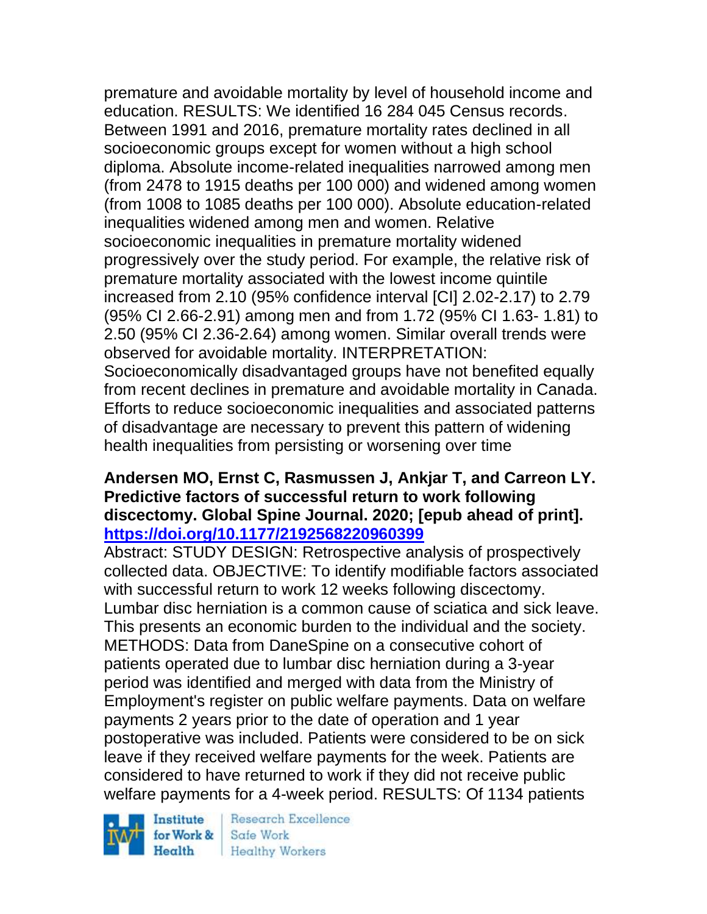premature and avoidable mortality by level of household income and education. RESULTS: We identified 16 284 045 Census records. Between 1991 and 2016, premature mortality rates declined in all socioeconomic groups except for women without a high school diploma. Absolute income-related inequalities narrowed among men (from 2478 to 1915 deaths per 100 000) and widened among women (from 1008 to 1085 deaths per 100 000). Absolute education-related inequalities widened among men and women. Relative socioeconomic inequalities in premature mortality widened progressively over the study period. For example, the relative risk of premature mortality associated with the lowest income quintile increased from 2.10 (95% confidence interval [CI] 2.02-2.17) to 2.79 (95% CI 2.66-2.91) among men and from 1.72 (95% CI 1.63- 1.81) to 2.50 (95% CI 2.36-2.64) among women. Similar overall trends were observed for avoidable mortality. INTERPRETATION: Socioeconomically disadvantaged groups have not benefited equally from recent declines in premature and avoidable mortality in Canada. Efforts to reduce socioeconomic inequalities and associated patterns of disadvantage are necessary to prevent this pattern of widening health inequalities from persisting or worsening over time

**Andersen MO, Ernst C, Rasmussen J, Ankjar T, and Carreon LY. Predictive factors of successful return to work following discectomy. Global Spine Journal. 2020; [epub ahead of print]. https://doi.org/10.1177/2192568220960399**

Abstract: STUDY DESIGN: Retrospective analysis of prospectively collected data. OBJECTIVE: To identify modifiable factors associated with successful return to work 12 weeks following discectomy. Lumbar disc herniation is a common cause of sciatica and sick leave. This presents an economic burden to the individual and the society. METHODS: Data from DaneSpine on a consecutive cohort of patients operated due to lumbar disc herniation during a 3-year period was identified and merged with data from the Ministry of Employment's register on public welfare payments. Data on welfare payments 2 years prior to the date of operation and 1 year postoperative was included. Patients were considered to be on sick leave if they received welfare payments for the week. Patients are considered to have returned to work if they did not receive public welfare payments for a 4-week period. RESULTS: Of 1134 patients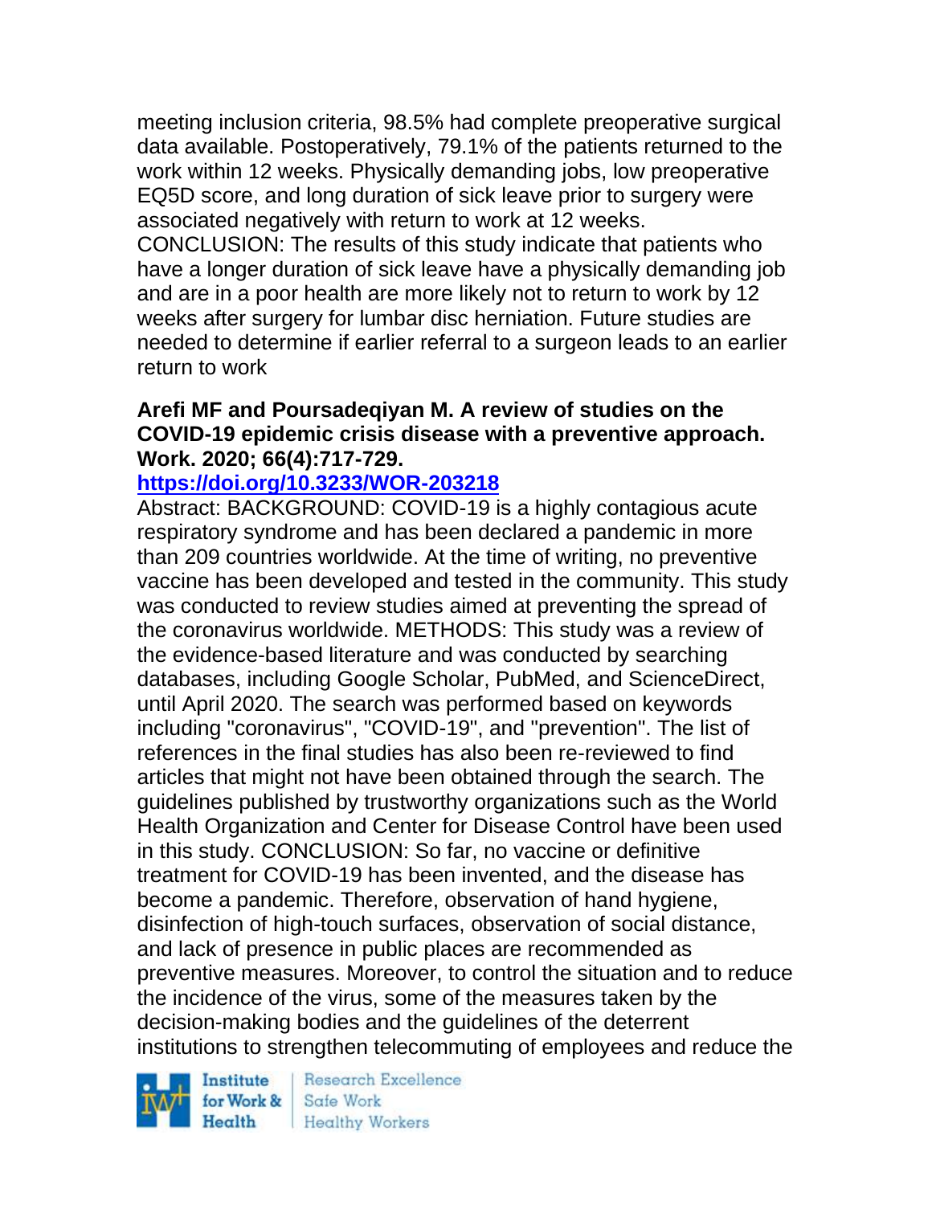meeting inclusion criteria, 98.5% had complete preoperative surgical data available. Postoperatively, 79.1% of the patients returned to the work within 12 weeks. Physically demanding jobs, low preoperative EQ5D score, and long duration of sick leave prior to surgery were associated negatively with return to work at 12 weeks. CONCLUSION: The results of this study indicate that patients who have a longer duration of sick leave have a physically demanding job and are in a poor health are more likely not to return to work by 12 weeks after surgery for lumbar disc herniation. Future studies are needed to determine if earlier referral to a surgeon leads to an earlier return to work

**Arefi MF and Poursadeqiyan M. A review of studies on the COVID-19 epidemic crisis disease with a preventive approach. Work. 2020; 66(4):717-729.**

**https://doi.org/10.3233/WOR-203218**

Abstract: BACKGROUND: COVID-19 is a highly contagious acute respiratory syndrome and has been declared a pandemic in more than 209 countries worldwide. At the time of writing, no preventive vaccine has been developed and tested in the community. This study was conducted to review studies aimed at preventing the spread of the coronavirus worldwide. METHODS: This study was a review of the evidence-based literature and was conducted by searching databases, including Google Scholar, PubMed, and ScienceDirect, until April 2020. The search was performed based on keywords including "coronavirus", "COVID-19", and "prevention". The list of references in the final studies has also been re-reviewed to find articles that might not have been obtained through the search. The guidelines published by trustworthy organizations such as the World Health Organization and Center for Disease Control have been used in this study. CONCLUSION: So far, no vaccine or definitive treatment for COVID-19 has been invented, and the disease has become a pandemic. Therefore, observation of hand hygiene, disinfection of high-touch surfaces, observation of social distance, and lack of presence in public places are recommended as preventive measures. Moreover, to control the situation and to reduce the incidence of the virus, some of the measures taken by the decision-making bodies and the guidelines of the deterrent institutions to strengthen telecommuting of employees and reduce the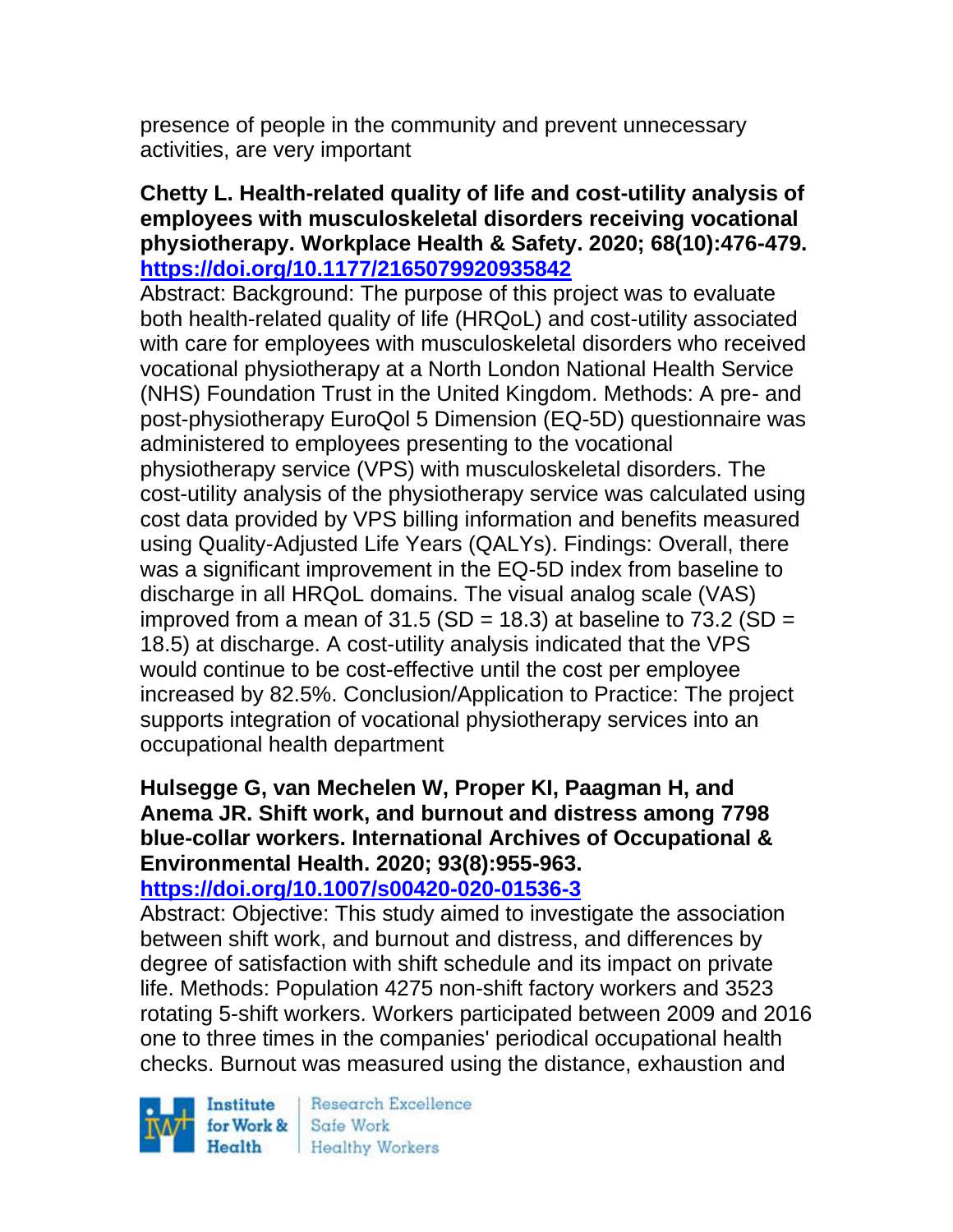presence of people in the community and prevent unnecessary activities, are very important

**Chetty L. Health-related quality of life and cost-utility analysis of employees with musculoskeletal disorders receiving vocational physiotherapy. Workplace Health & Safety. 2020; 68(10):476-479. https://doi.org/10.1177/2165079920935842**

Abstract: Background: The purpose of this project was to evaluate both health-related quality of life (HRQoL) and cost-utility associated with care for employees with musculoskeletal disorders who received vocational physiotherapy at a North London National Health Service (NHS) Foundation Trust in the United Kingdom. Methods: A pre- and post-physiotherapy EuroQol 5 Dimension (EQ-5D) questionnaire was administered to employees presenting to the vocational physiotherapy service (VPS) with musculoskeletal disorders. The cost-utility analysis of the physiotherapy service was calculated using cost data provided by VPS billing information and benefits measured using Quality-Adjusted Life Years (QALYs). Findings: Overall, there was a significant improvement in the EQ-5D index from baseline to discharge in all HRQoL domains. The visual analog scale (VAS) improved from a mean of 31.5 (SD = 18.3) at baseline to 73.2 (SD = 18.5) at discharge. A cost-utility analysis indicated that the VPS would continue to be cost-effective until the cost per employee increased by 82.5%. Conclusion/Application to Practice: The project supports integration of vocational physiotherapy services into an occupational health department

**Hulsegge G, van Mechelen W, Proper KI, Paagman H, and Anema JR. Shift work, and burnout and distress among 7798 blue-collar workers. International Archives of Occupational & Environmental Health. 2020; 93(8):955-963. https://doi.org/10.1007/s00420-020-01536-3**

Abstract: Objective: This study aimed to investigate the association between shift work, and burnout and distress, and differences by degree of satisfaction with shift schedule and its impact on private life. Methods: Population 4275 non-shift factory workers and 3523 rotating 5-shift workers. Workers participated between 2009 and 2016 one to three times in the companies' periodical occupational health checks. Burnout was measured using the distance, exhaustion and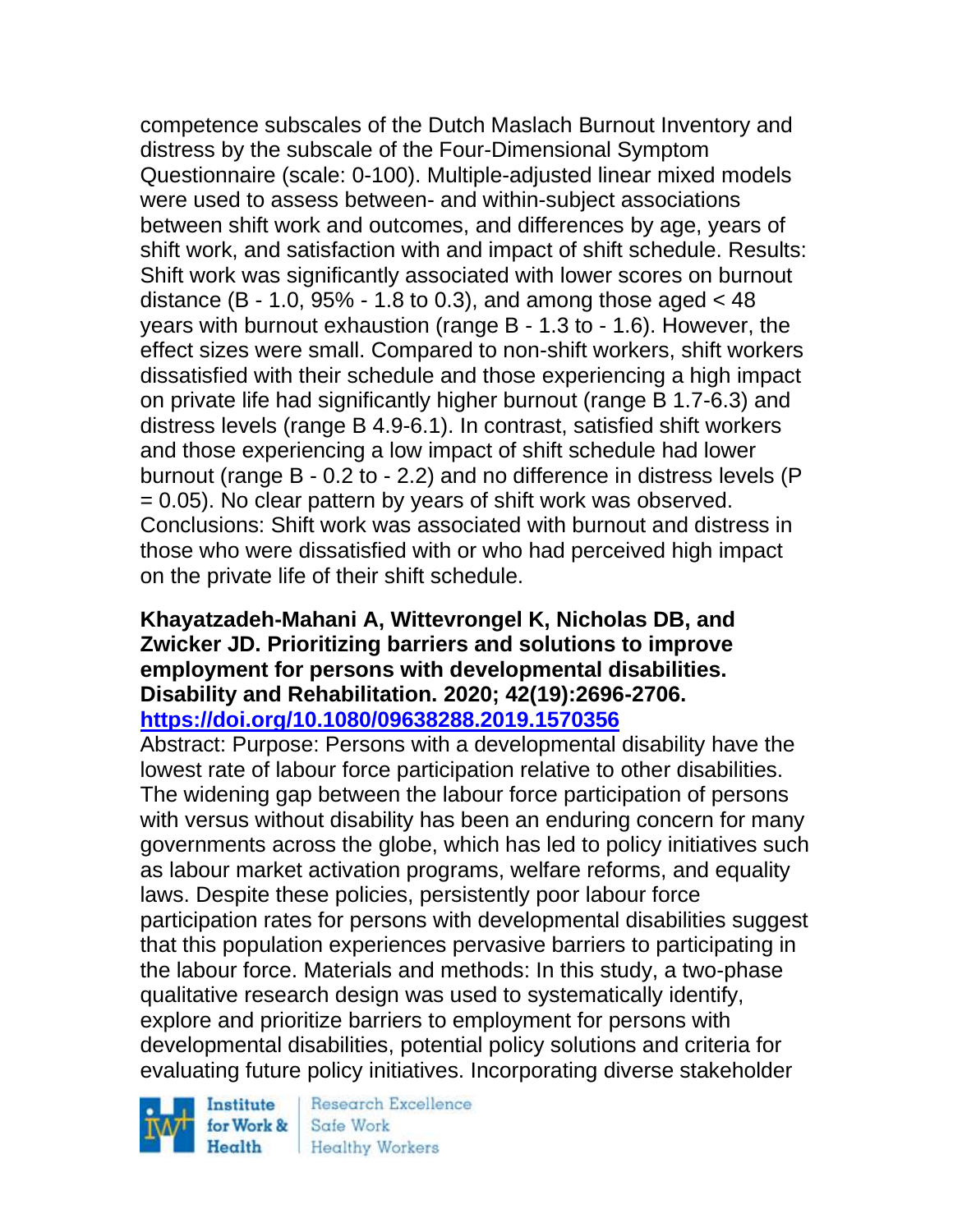competence subscales of the Dutch Maslach Burnout Inventory and distress by the subscale of the Four-Dimensional Symptom Questionnaire (scale: 0-100). Multiple-adjusted linear mixed models were used to assess between- and within-subject associations between shift work and outcomes, and differences by age, years of shift work, and satisfaction with and impact of shift schedule. Results: Shift work was significantly associated with lower scores on burnout distance (B - 1.0, 95% - 1.8 to 0.3), and among those aged < 48 years with burnout exhaustion (range B - 1.3 to - 1.6). However, the effect sizes were small. Compared to non-shift workers, shift workers dissatisfied with their schedule and those experiencing a high impact on private life had significantly higher burnout (range B 1.7-6.3) and distress levels (range B 4.9-6.1). In contrast, satisfied shift workers and those experiencing a low impact of shift schedule had lower burnout (range B - 0.2 to - 2.2) and no difference in distress levels (P = 0.05). No clear pattern by years of shift work was observed. Conclusions: Shift work was associated with burnout and distress in those who were dissatisfied with or who had perceived high impact on the private life of their shift schedule.

**Khayatzadeh-Mahani A, Wittevrongel K, Nicholas DB, and Zwicker JD. Prioritizing barriers and solutions to improve employment for persons with developmental disabilities. Disability and Rehabilitation. 2020; 42(19):2696-2706.**
**https://doi.org/10.1080/09638288.2019.1570356**

Abstract: Purpose: Persons with a developmental disability have the lowest rate of labour force participation relative to other disabilities. The widening gap between the labour force participation of persons with versus without disability has been an enduring concern for many governments across the globe, which has led to policy initiatives such as labour market activation programs, welfare reforms, and equality laws. Despite these policies, persistently poor labour force participation rates for persons with developmental disabilities suggest that this population experiences pervasive barriers to participating in the labour force. Materials and methods: In this study, a two-phase qualitative research design was used to systematically identify, explore and prioritize barriers to employment for persons with developmental disabilities, potential policy solutions and criteria for evaluating future policy initiatives. Incorporating diverse stakeholder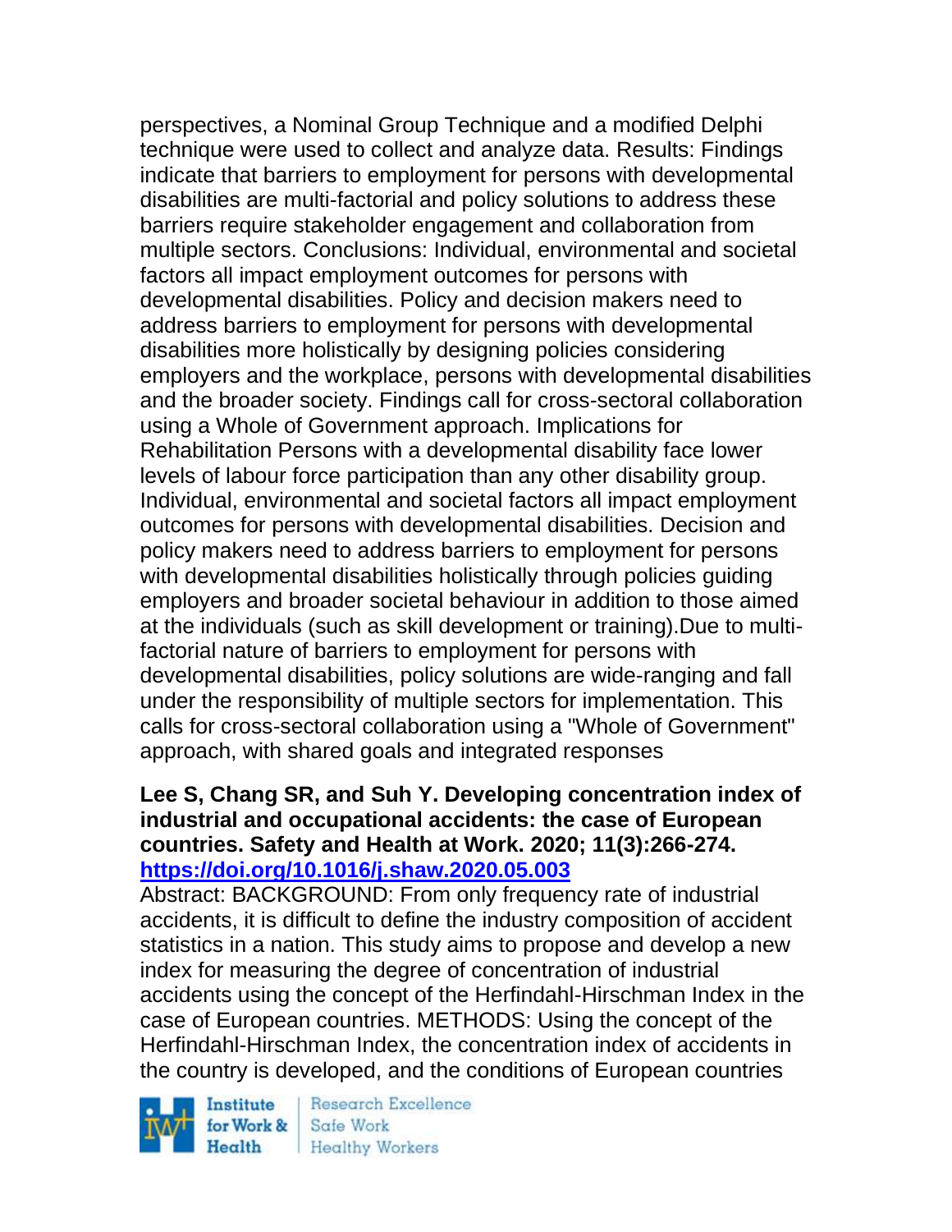perspectives, a Nominal Group Technique and a modified Delphi technique were used to collect and analyze data. Results: Findings indicate that barriers to employment for persons with developmental disabilities are multi-factorial and policy solutions to address these barriers require stakeholder engagement and collaboration from multiple sectors. Conclusions: Individual, environmental and societal factors all impact employment outcomes for persons with developmental disabilities. Policy and decision makers need to address barriers to employment for persons with developmental disabilities more holistically by designing policies considering employers and the workplace, persons with developmental disabilities and the broader society. Findings call for cross-sectoral collaboration using a Whole of Government approach. Implications for Rehabilitation Persons with a developmental disability face lower levels of labour force participation than any other disability group. Individual, environmental and societal factors all impact employment outcomes for persons with developmental disabilities. Decision and policy makers need to address barriers to employment for persons with developmental disabilities holistically through policies guiding employers and broader societal behaviour in addition to those aimed at the individuals (such as skill development or training).Due to multi-factorial nature of barriers to employment for persons with developmental disabilities, policy solutions are wide-ranging and fall under the responsibility of multiple sectors for implementation. This calls for cross-sectoral collaboration using a "Whole of Government" approach, with shared goals and integrated responses

**Lee S, Chang SR, and Suh Y. Developing concentration index of industrial and occupational accidents: the case of European countries. Safety and Health at Work. 2020; 11(3):266-274. https://doi.org/10.1016/j.shaw.2020.05.003**

Abstract: BACKGROUND: From only frequency rate of industrial accidents, it is difficult to define the industry composition of accident statistics in a nation. This study aims to propose and develop a new index for measuring the degree of concentration of industrial accidents using the concept of the Herfindahl-Hirschman Index in the case of European countries. METHODS: Using the concept of the Herfindahl-Hirschman Index, the concentration index of accidents in the country is developed, and the conditions of European countries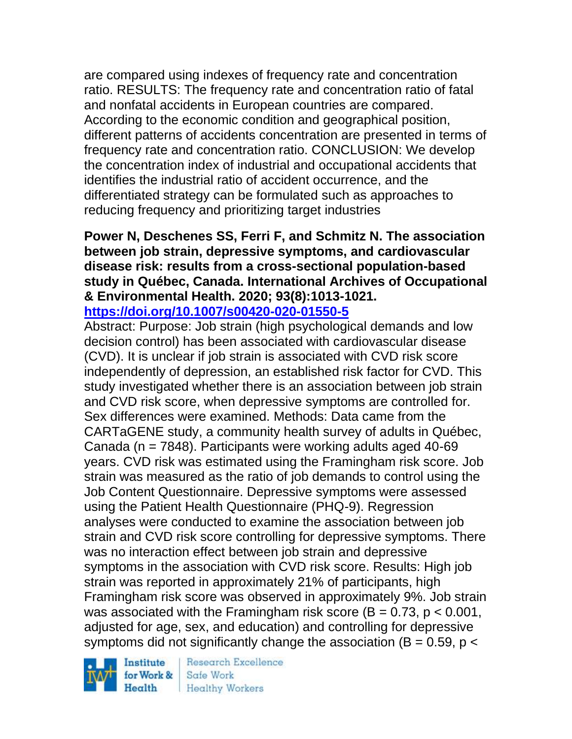are compared using indexes of frequency rate and concentration ratio. RESULTS: The frequency rate and concentration ratio of fatal and nonfatal accidents in European countries are compared. According to the economic condition and geographical position, different patterns of accidents concentration are presented in terms of frequency rate and concentration ratio. CONCLUSION: We develop the concentration index of industrial and occupational accidents that identifies the industrial ratio of accident occurrence, and the differentiated strategy can be formulated such as approaches to reducing frequency and prioritizing target industries

**Power N, Deschenes SS, Ferri F, and Schmitz N. The association between job strain, depressive symptoms, and cardiovascular disease risk: results from a cross-sectional population-based study in Québec, Canada. International Archives of Occupational & Environmental Health. 2020; 93(8):1013-1021.**
**https://doi.org/10.1007/s00420-020-01550-5**

Abstract: Purpose: Job strain (high psychological demands and low decision control) has been associated with cardiovascular disease (CVD). It is unclear if job strain is associated with CVD risk score independently of depression, an established risk factor for CVD. This study investigated whether there is an association between job strain and CVD risk score, when depressive symptoms are controlled for. Sex differences were examined. Methods: Data came from the CARTaGENE study, a community health survey of adults in Québec, Canada ($n = 7848$). Participants were working adults aged 40-69 years. CVD risk was estimated using the Framingham risk score. Job strain was measured as the ratio of job demands to control using the Job Content Questionnaire. Depressive symptoms were assessed using the Patient Health Questionnaire (PHQ-9). Regression analyses were conducted to examine the association between job strain and CVD risk score controlling for depressive symptoms. There was no interaction effect between job strain and depressive symptoms in the association with CVD risk score. Results: High job strain was reported in approximately 21% of participants, high Framingham risk score was observed in approximately 9%. Job strain was associated with the Framingham risk score ($B = 0.73$, $p < 0.001$, adjusted for age, sex, and education) and controlling for depressive symptoms did not significantly change the association ($B = 0.59$, $p <$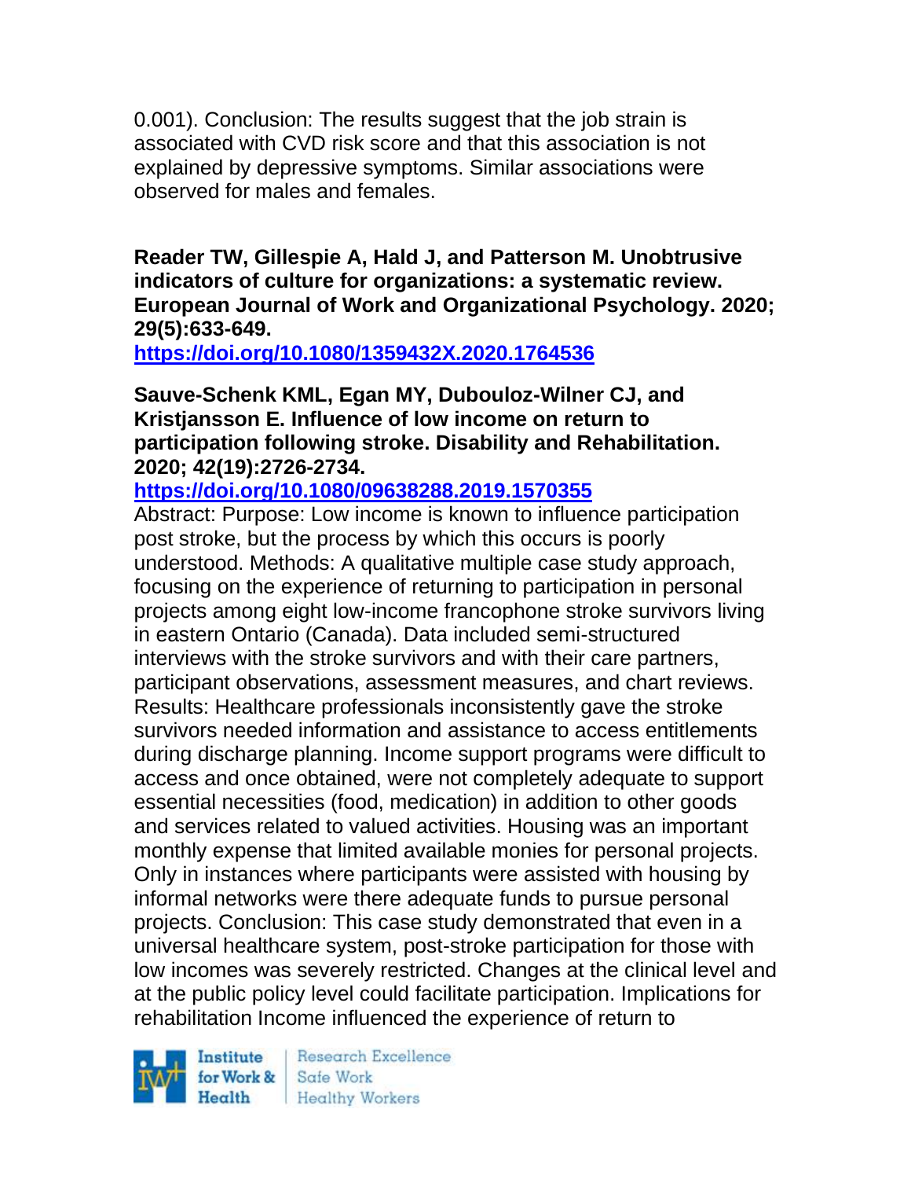0.001). Conclusion: The results suggest that the job strain is associated with CVD risk score and that this association is not explained by depressive symptoms. Similar associations were observed for males and females.

**Reader TW, Gillespie A, Hald J, and Patterson M. Unobtrusive indicators of culture for organizations: a systematic review. European Journal of Work and Organizational Psychology. 2020; 29(5):633-649.**
**https://doi.org/10.1080/1359432X.2020.1764536**

**Sauve-Schenk KML, Egan MY, Dubouloz-Wilner CJ, and Kristjansson E. Influence of low income on return to participation following stroke. Disability and Rehabilitation. 2020; 42(19):2726-2734.**
**https://doi.org/10.1080/09638288.2019.1570355**

Abstract: Purpose: Low income is known to influence participation post stroke, but the process by which this occurs is poorly understood. Methods: A qualitative multiple case study approach, focusing on the experience of returning to participation in personal projects among eight low-income francophone stroke survivors living in eastern Ontario (Canada). Data included semi-structured interviews with the stroke survivors and with their care partners, participant observations, assessment measures, and chart reviews. Results: Healthcare professionals inconsistently gave the stroke survivors needed information and assistance to access entitlements during discharge planning. Income support programs were difficult to access and once obtained, were not completely adequate to support essential necessities (food, medication) in addition to other goods and services related to valued activities. Housing was an important monthly expense that limited available monies for personal projects. Only in instances where participants were assisted with housing by informal networks were there adequate funds to pursue personal projects. Conclusion: This case study demonstrated that even in a universal healthcare system, post-stroke participation for those with low incomes was severely restricted. Changes at the clinical level and at the public policy level could facilitate participation. Implications for rehabilitation Income influenced the experience of return to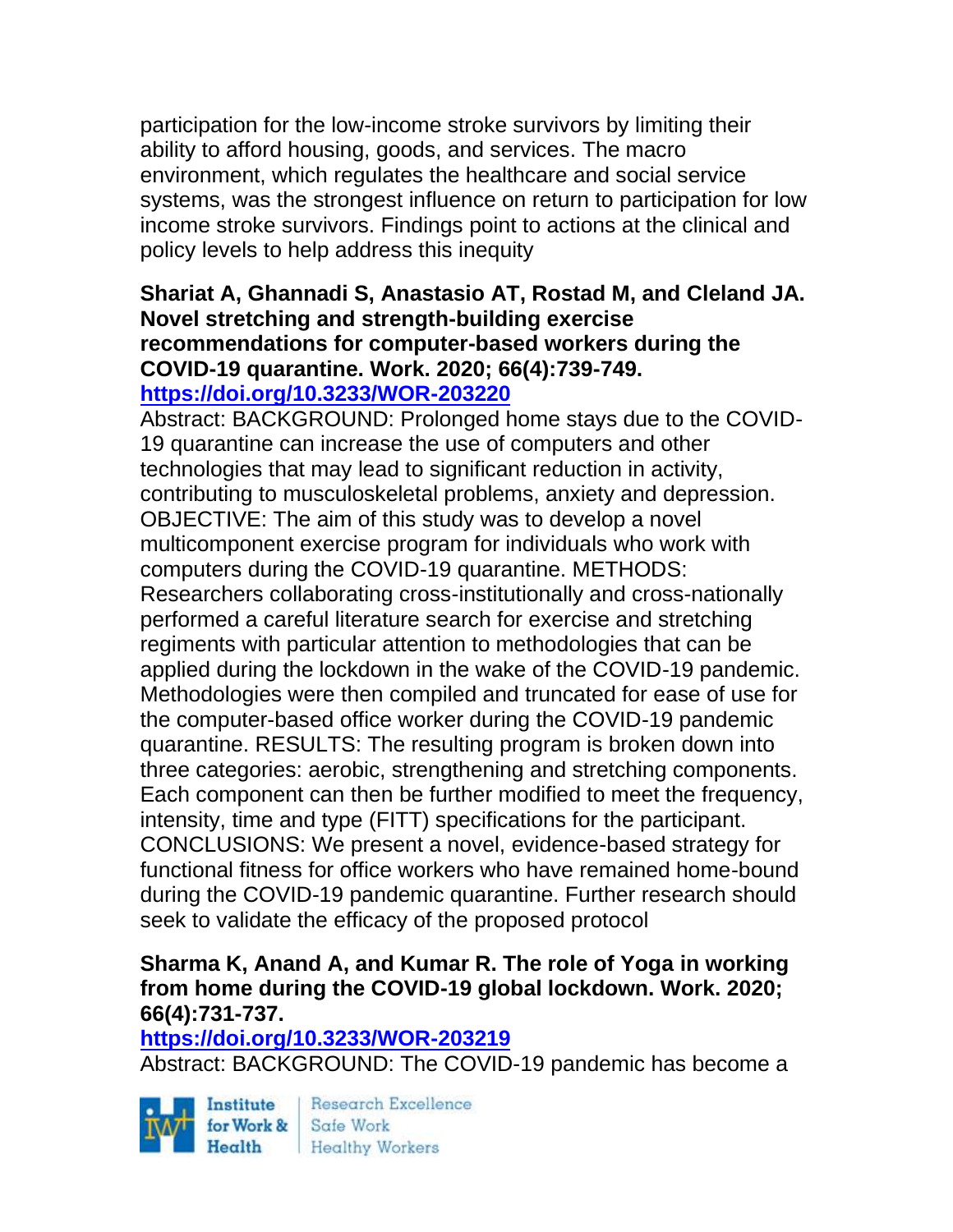participation for the low-income stroke survivors by limiting their ability to afford housing, goods, and services. The macro environment, which regulates the healthcare and social service systems, was the strongest influence on return to participation for low income stroke survivors. Findings point to actions at the clinical and policy levels to help address this inequity

**Shariat A, Ghannadi S, Anastasio AT, Rostad M, and Cleland JA. Novel stretching and strength-building exercise recommendations for computer-based workers during the COVID-19 quarantine. Work. 2020; 66(4):739-749.**
**https://doi.org/10.3233/WOR-203220**

Abstract: BACKGROUND: Prolonged home stays due to the COVID-19 quarantine can increase the use of computers and other technologies that may lead to significant reduction in activity, contributing to musculoskeletal problems, anxiety and depression. OBJECTIVE: The aim of this study was to develop a novel multicomponent exercise program for individuals who work with computers during the COVID-19 quarantine. METHODS: Researchers collaborating cross-institutionally and cross-nationally performed a careful literature search for exercise and stretching regiments with particular attention to methodologies that can be applied during the lockdown in the wake of the COVID-19 pandemic. Methodologies were then compiled and truncated for ease of use for the computer-based office worker during the COVID-19 pandemic quarantine. RESULTS: The resulting program is broken down into three categories: aerobic, strengthening and stretching components. Each component can then be further modified to meet the frequency, intensity, time and type (FITT) specifications for the participant. CONCLUSIONS: We present a novel, evidence-based strategy for functional fitness for office workers who have remained home-bound during the COVID-19 pandemic quarantine. Further research should seek to validate the efficacy of the proposed protocol

**Sharma K, Anand A, and Kumar R. The role of Yoga in working from home during the COVID-19 global lockdown. Work. 2020; 66(4):731-737.**
**https://doi.org/10.3233/WOR-203219**

Abstract: BACKGROUND: The COVID-19 pandemic has become a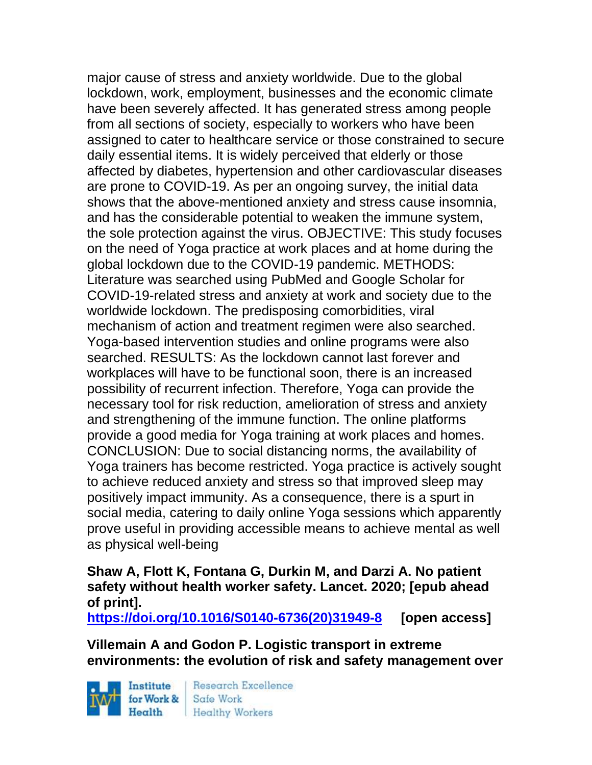major cause of stress and anxiety worldwide. Due to the global lockdown, work, employment, businesses and the economic climate have been severely affected. It has generated stress among people from all sections of society, especially to workers who have been assigned to cater to healthcare service or those constrained to secure daily essential items. It is widely perceived that elderly or those affected by diabetes, hypertension and other cardiovascular diseases are prone to COVID-19. As per an ongoing survey, the initial data shows that the above-mentioned anxiety and stress cause insomnia, and has the considerable potential to weaken the immune system, the sole protection against the virus. OBJECTIVE: This study focuses on the need of Yoga practice at work places and at home during the global lockdown due to the COVID-19 pandemic. METHODS: Literature was searched using PubMed and Google Scholar for COVID-19-related stress and anxiety at work and society due to the worldwide lockdown. The predisposing comorbidities, viral mechanism of action and treatment regimen were also searched. Yoga-based intervention studies and online programs were also searched. RESULTS: As the lockdown cannot last forever and workplaces will have to be functional soon, there is an increased possibility of recurrent infection. Therefore, Yoga can provide the necessary tool for risk reduction, amelioration of stress and anxiety and strengthening of the immune function. The online platforms provide a good media for Yoga training at work places and homes. CONCLUSION: Due to social distancing norms, the availability of Yoga trainers has become restricted. Yoga practice is actively sought to achieve reduced anxiety and stress so that improved sleep may positively impact immunity. As a consequence, there is a spurt in social media, catering to daily online Yoga sessions which apparently prove useful in providing accessible means to achieve mental as well as physical well-being

**Shaw A, Flott K, Fontana G, Durkin M, and Darzi A. No patient safety without health worker safety. Lancet. 2020; [epub ahead of print].**
**https://doi.org/10.1016/S0140-6736(20)31949-8** **[open access]**

**Villemain A and Godon P. Logistic transport in extreme environments: the evolution of risk and safety management over**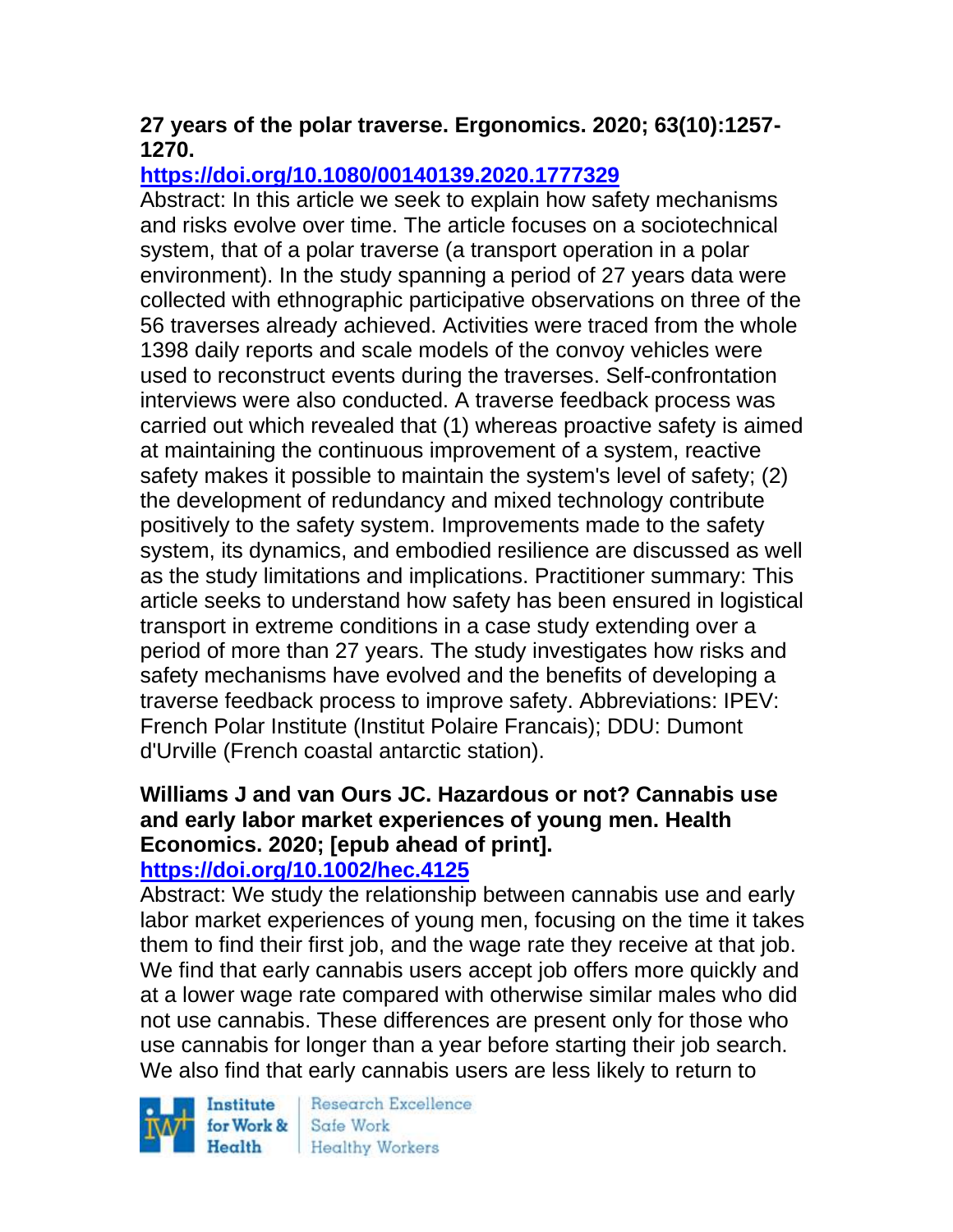**27 years of the polar traverse. Ergonomics. 2020; 63(10):1257-1270.**

**https://doi.org/10.1080/00140139.2020.1777329**

Abstract: In this article we seek to explain how safety mechanisms and risks evolve over time. The article focuses on a sociotechnical system, that of a polar traverse (a transport operation in a polar environment). In the study spanning a period of 27 years data were collected with ethnographic participative observations on three of the 56 traverses already achieved. Activities were traced from the whole 1398 daily reports and scale models of the convoy vehicles were used to reconstruct events during the traverses. Self-confrontation interviews were also conducted. A traverse feedback process was carried out which revealed that (1) whereas proactive safety is aimed at maintaining the continuous improvement of a system, reactive safety makes it possible to maintain the system's level of safety; (2) the development of redundancy and mixed technology contribute positively to the safety system. Improvements made to the safety system, its dynamics, and embodied resilience are discussed as well as the study limitations and implications. Practitioner summary: This article seeks to understand how safety has been ensured in logistical transport in extreme conditions in a case study extending over a period of more than 27 years. The study investigates how risks and safety mechanisms have evolved and the benefits of developing a traverse feedback process to improve safety. Abbreviations: IPEV: French Polar Institute (Institut Polaire Francais); DDU: Dumont d'Urville (French coastal antarctic station).

**Williams J and van Ours JC. Hazardous or not? Cannabis use and early labor market experiences of young men. Health Economics. 2020; [epub ahead of print].**

**https://doi.org/10.1002/hec.4125**

Abstract: We study the relationship between cannabis use and early labor market experiences of young men, focusing on the time it takes them to find their first job, and the wage rate they receive at that job. We find that early cannabis users accept job offers more quickly and at a lower wage rate compared with otherwise similar males who did not use cannabis. These differences are present only for those who use cannabis for longer than a year before starting their job search. We also find that early cannabis users are less likely to return to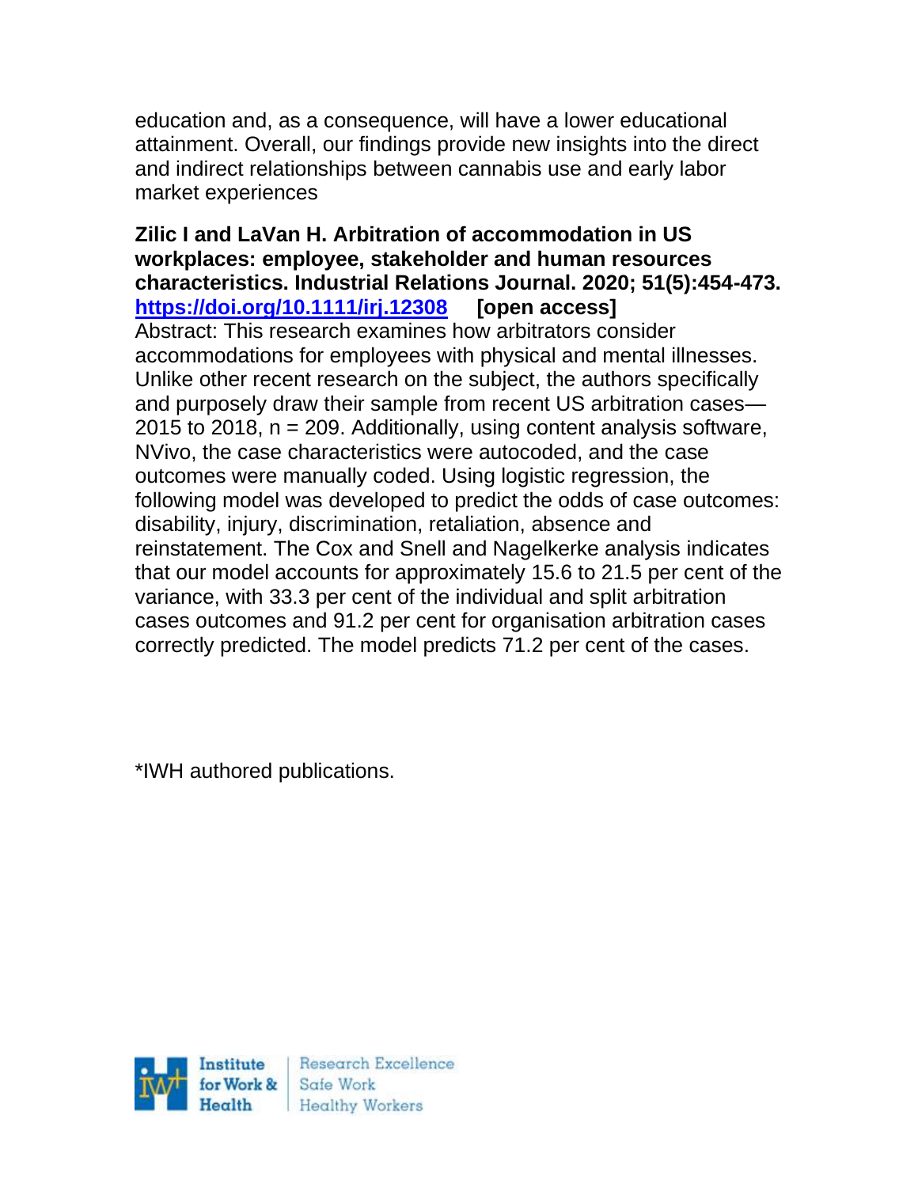education and, as a consequence, will have a lower educational attainment. Overall, our findings provide new insights into the direct and indirect relationships between cannabis use and early labor market experiences

**Zilic I and LaVan H. Arbitration of accommodation in US workplaces: employee, stakeholder and human resources characteristics. Industrial Relations Journal. 2020; 51(5):454-473. https://doi.org/10.1111/irj.12308 [open access]**
Abstract: This research examines how arbitrators consider accommodations for employees with physical and mental illnesses. Unlike other recent research on the subject, the authors specifically and purposely draw their sample from recent US arbitration cases—2015 to 2018, n = 209. Additionally, using content analysis software, NVivo, the case characteristics were autocoded, and the case outcomes were manually coded. Using logistic regression, the following model was developed to predict the odds of case outcomes: disability, injury, discrimination, retaliation, absence and reinstatement. The Cox and Snell and Nagelkerke analysis indicates that our model accounts for approximately 15.6 to 21.5 per cent of the variance, with 33.3 per cent of the individual and split arbitration cases outcomes and 91.2 per cent for organisation arbitration cases correctly predicted. The model predicts 71.2 per cent of the cases.

*IWH authored publications.